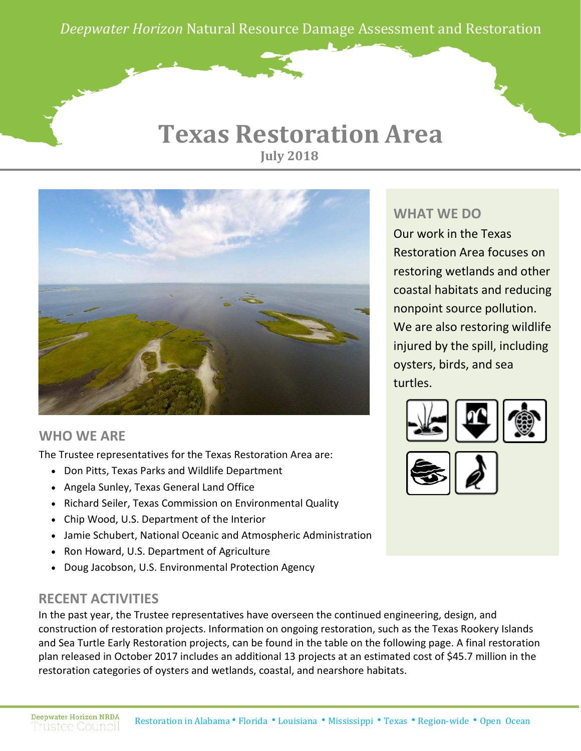*Deepwater Horizon* Natural Resource Damage Assessment and Restoration

# Texas Restoration Area

**July 2018**

## WHAT WE DO

Our work in the Texas Restoration Area focuses on restoring wetlands and other coastal habitats and reducing nonpoint source pollution. We are also restoring wildlife injured by the spill, including oysters, birds, and sea turtles.

## WHO WE ARE

The Trustee representatives for the Texas Restoration Area are:

- Don Pitts, Texas Parks and Wildlife Department
- Angela Sunley, Texas General Land Office
- Richard Seiler, Texas Commission on Environmental Quality
- Chip Wood, U.S. Department of the Interior
- Jamie Schubert, National Oceanic and Atmospheric Administration
- Ron Howard, U.S. Department of Agriculture
- Doug Jacobson, U.S. Environmental Protection Agency

## RECENT ACTIVITIES

In the past year, the Trustee representatives have overseen the continued engineering, design, and construction of restoration projects. Information on ongoing restoration, such as the Texas Rookery Islands and Sea Turtle Early Restoration projects, can be found in the table on the following page. A final restoration plan released in October 2017 includes an additional 13 projects at an estimated cost of $45.7 million in the restoration categories of oysters and wetlands, coastal, and nearshore habitats.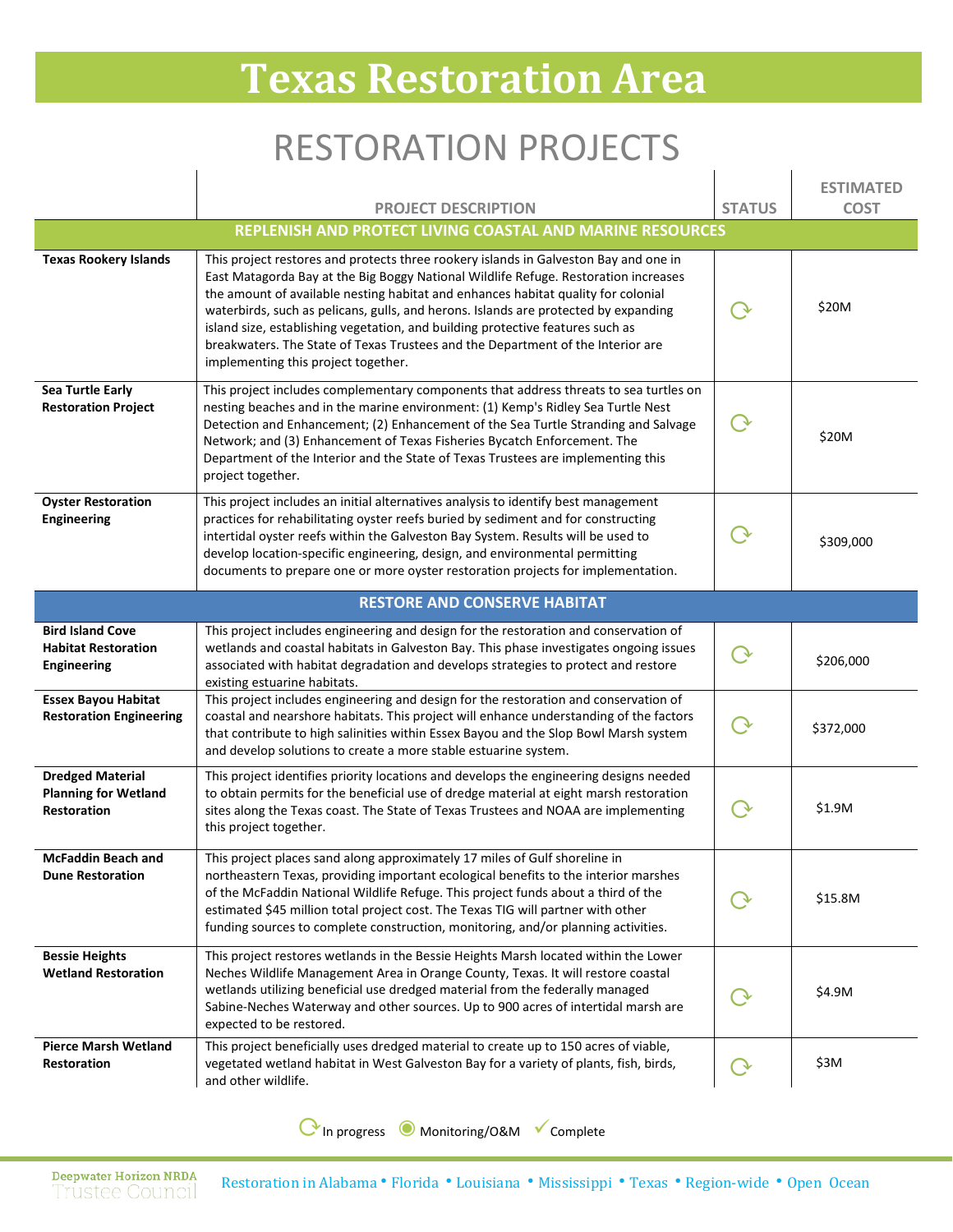# Texas Restoration Area

## RESTORATION PROJECTS

| | PROJECT DESCRIPTION | STATUS | ESTIMATED COST |
|---|---|---|---|
| **REPLENISH AND PROTECT LIVING COASTAL AND MARINE RESOURCES** | | | |
| **Texas Rookery Islands** | This project restores and protects three rookery islands in Galveston Bay and one in East Matagorda Bay at the Big Boggy National Wildlife Refuge. Restoration increases the amount of available nesting habitat and enhances habitat quality for colonial waterbirds, such as pelicans, gulls, and herons. Islands are protected by expanding island size, establishing vegetation, and building protective features such as breakwaters. The State of Texas Trustees and the Department of the Interior are implementing this project together. | In progress | $20M |
| **Sea Turtle Early Restoration Project** | This project includes complementary components that address threats to sea turtles on nesting beaches and in the marine environment: (1) Kemp's Ridley Sea Turtle Nest Detection and Enhancement; (2) Enhancement of the Sea Turtle Stranding and Salvage Network; and (3) Enhancement of Texas Fisheries Bycatch Enforcement. The Department of the Interior and the State of Texas Trustees are implementing this project together. | In progress | $20M |
| **Oyster Restoration Engineering** | This project includes an initial alternatives analysis to identify best management practices for rehabilitating oyster reefs buried by sediment and for constructing intertidal oyster reefs within the Galveston Bay System. Results will be used to develop location-specific engineering, design, and environmental permitting documents to prepare one or more oyster restoration projects for implementation. | In progress | $309,000 |
| **RESTORE AND CONSERVE HABITAT** | | | |
| **Bird Island Cove Habitat Restoration Engineering** | This project includes engineering and design for the restoration and conservation of wetlands and coastal habitats in Galveston Bay. This phase investigates ongoing issues associated with habitat degradation and develops strategies to protect and restore existing estuarine habitats. | In progress | $206,000 |
| **Essex Bayou Habitat Restoration Engineering** | This project includes engineering and design for the restoration and conservation of coastal and nearshore habitats. This project will enhance understanding of the factors that contribute to high salinities within Essex Bayou and the Slop Bowl Marsh system and develop solutions to create a more stable estuarine system. | In progress | $372,000 |
| **Dredged Material Planning for Wetland Restoration** | This project identifies priority locations and develops the engineering designs needed to obtain permits for the beneficial use of dredge material at eight marsh restoration sites along the Texas coast. The State of Texas Trustees and NOAA are implementing this project together. | In progress | $1.9M |
| **McFaddin Beach and Dune Restoration** | This project places sand along approximately 17 miles of Gulf shoreline in northeastern Texas, providing important ecological benefits to the interior marshes of the McFaddin National Wildlife Refuge. This project funds about a third of the estimated $45 million total project cost. The Texas TIG will partner with other funding sources to complete construction, monitoring, and/or planning activities. | In progress | $15.8M |
| **Bessie Heights Wetland Restoration** | This project restores wetlands in the Bessie Heights Marsh located within the Lower Neches Wildlife Management Area in Orange County, Texas. It will restore coastal wetlands utilizing beneficial use dredged material from the federally managed Sabine-Neches Waterway and other sources. Up to 900 acres of intertidal marsh are expected to be restored. | In progress | $4.9M |
| **Pierce Marsh Wetland Restoration** | This project beneficially uses dredged material to create up to 150 acres of viable, vegetated wetland habitat in West Galveston Bay for a variety of plants, fish, birds, and other wildlife. | In progress | $3M |

Legend: In progress · Monitoring/O&M · Complete

Deepwater Horizon NRDA Trustee Council

Restoration in Alabama • Florida • Louisiana • Mississippi • Texas • Region-wide • Open Ocean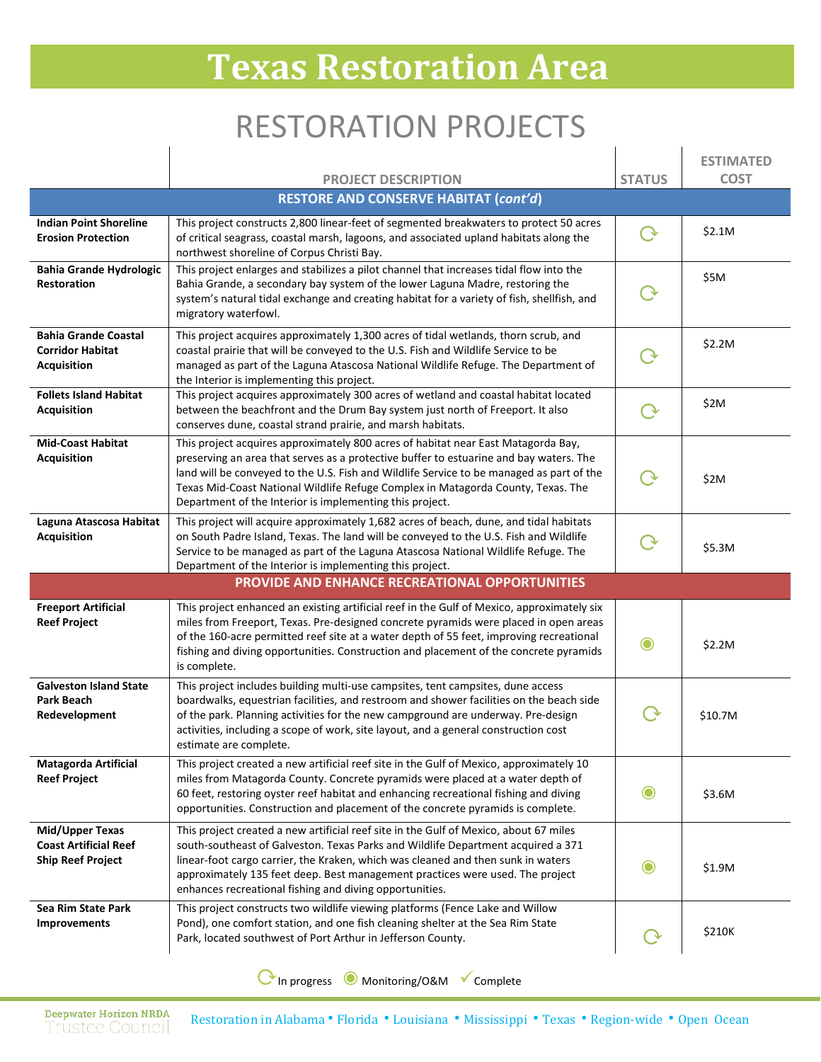# Texas Restoration Area

## RESTORATION PROJECTS

| | PROJECT DESCRIPTION | STATUS | ESTIMATED COST |
|---|---|---|---|
| | **RESTORE AND CONSERVE HABITAT (*cont'd*)** | | |
| **Indian Point Shoreline Erosion Protection** | This project constructs 2,800 linear-feet of segmented breakwaters to protect 50 acres of critical seagrass, coastal marsh, lagoons, and associated upland habitats along the northwest shoreline of Corpus Christi Bay. | In progress | $2.1M |
| **Bahia Grande Hydrologic Restoration** | This project enlarges and stabilizes a pilot channel that increases tidal flow into the Bahia Grande, a secondary bay system of the lower Laguna Madre, restoring the system's natural tidal exchange and creating habitat for a variety of fish, shellfish, and migratory waterfowl. | In progress | $5M |
| **Bahia Grande Coastal Corridor Habitat Acquisition** | This project acquires approximately 1,300 acres of tidal wetlands, thorn scrub, and coastal prairie that will be conveyed to the U.S. Fish and Wildlife Service to be managed as part of the Laguna Atascosa National Wildlife Refuge. The Department of the Interior is implementing this project. | In progress | $2.2M |
| **Follets Island Habitat Acquisition** | This project acquires approximately 300 acres of wetland and coastal habitat located between the beachfront and the Drum Bay system just north of Freeport. It also conserves dune, coastal strand prairie, and marsh habitats. | In progress | $2M |
| **Mid-Coast Habitat Acquisition** | This project acquires approximately 800 acres of habitat near East Matagorda Bay, preserving an area that serves as a protective buffer to estuarine and bay waters. The land will be conveyed to the U.S. Fish and Wildlife Service to be managed as part of the Texas Mid-Coast National Wildlife Refuge Complex in Matagorda County, Texas. The Department of the Interior is implementing this project. | In progress | $2M |
| **Laguna Atascosa Habitat Acquisition** | This project will acquire approximately 1,682 acres of beach, dune, and tidal habitats on South Padre Island, Texas. The land will be conveyed to the U.S. Fish and Wildlife Service to be managed as part of the Laguna Atascosa National Wildlife Refuge. The Department of the Interior is implementing this project. | In progress | $5.3M |
| | **PROVIDE AND ENHANCE RECREATIONAL OPPORTUNITIES** | | |
| **Freeport Artificial Reef Project** | This project enhanced an existing artificial reef in the Gulf of Mexico, approximately six miles from Freeport, Texas. Pre-designed concrete pyramids were placed in open areas of the 160-acre permitted reef site at a water depth of 55 feet, improving recreational fishing and diving opportunities. Construction and placement of the concrete pyramids is complete. | Monitoring/O&M | $2.2M |
| **Galveston Island State Park Beach Redevelopment** | This project includes building multi-use campsites, tent campsites, dune access boardwalks, equestrian facilities, and restroom and shower facilities on the beach side of the park. Planning activities for the new campground are underway. Pre-design activities, including a scope of work, site layout, and a general construction cost estimate are complete. | In progress | $10.7M |
| **Matagorda Artificial Reef Project** | This project created a new artificial reef site in the Gulf of Mexico, approximately 10 miles from Matagorda County. Concrete pyramids were placed at a water depth of 60 feet, restoring oyster reef habitat and enhancing recreational fishing and diving opportunities. Construction and placement of the concrete pyramids is complete. | Monitoring/O&M | $3.6M |
| **Mid/Upper Texas Coast Artificial Reef Ship Reef Project** | This project created a new artificial reef site in the Gulf of Mexico, about 67 miles south-southeast of Galveston. Texas Parks and Wildlife Department acquired a 371 linear-foot cargo carrier, the Kraken, which was cleaned and then sunk in waters approximately 135 feet deep. Best management practices were used. The project enhances recreational fishing and diving opportunities. | Monitoring/O&M | $1.9M |
| **Sea Rim State Park Improvements** | This project constructs two wildlife viewing platforms (Fence Lake and Willow Pond), one comfort station, and one fish cleaning shelter at the Sea Rim State Park, located southwest of Port Arthur in Jefferson County. | In progress | $210K |

In progress • Monitoring/O&M • Complete

Deepwater Horizon NRDA Trustee Council

Restoration in Alabama • Florida • Louisiana • Mississippi • Texas • Region-wide • Open Ocean